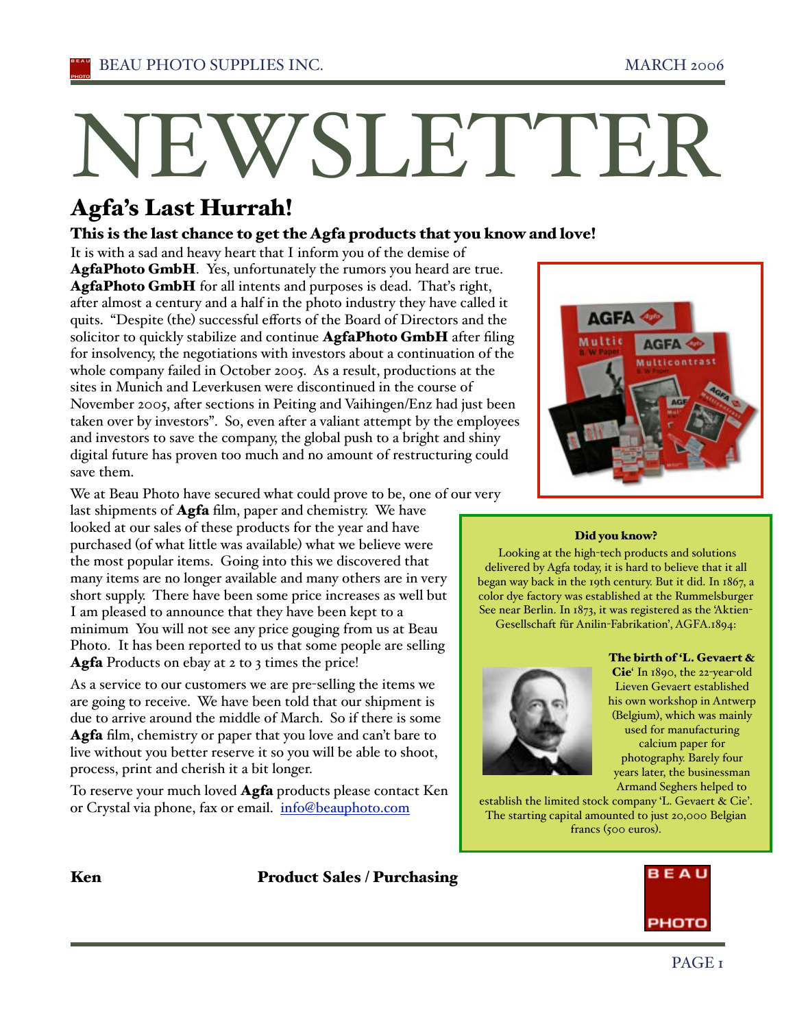# NEWSLETTER

## Agfa's Last Hurrah!

### This is the last chance to get the Agfa products that you know and love!

It is with a sad and heavy heart that I inform you of the demise of **AgfaPhoto GmbH**. Yes, unfortunately the rumors you heard are true. **AgfaPhoto GmbH** for all intents and purposes is dead. That's right, after almost a century and a half in the photo industry they have called it quits. "Despite (the) successful efforts of the Board of Directors and the solicitor to quickly stabilize and continue **AgfaPhoto GmbH** after filing for insolvency, the negotiations with investors about a continuation of the whole company failed in October 2005. As a result, productions at the sites in Munich and Leverkusen were discontinued in the course of November 2005, after sections in Peiting and Vaihingen/Enz had just been taken over by investors". So, even after a valiant attempt by the employees and investors to save the company, the global push to a bright and shiny digital future has proven too much and no amount of restructuring could save them.

We at Beau Photo have secured what could prove to be, one of our very last shipments of **Agfa** film, paper and chemistry. We have looked at our sales of these products for the year and have purchased (of what little was available) what we believe were the most popular items. Going into this we discovered that many items are no longer available and many others are in very short supply. There have been some price increases as well but I am pleased to announce that they have been kept to a minimum You will not see any price gouging from us at Beau Photo. It has been reported to us that some people are selling **Agfa** Products on ebay at 2 to 3 times the price!

As a service to our customers we are pre-selling the items we are going to receive. We have been told that our shipment is due to arrive around the middle of March. So if there is some **Agfa** film, chemistry or paper that you love and can't bare to live without you better reserve it so you will be able to shoot, process, print and cherish it a bit longer.

To reserve your much loved **Agfa** products please contact Ken or Crystal via phone, fax or email. info@beauphoto.com

**Did you know?**

Looking at the high-tech products and solutions delivered by Agfa today, it is hard to believe that it all began way back in the 19th century. But it did. In 1867, a color dye factory was established at the Rummelsburger See near Berlin. In 1873, it was registered as the 'Aktien-Gesellschaft für Anilin-Fabrikation', AGFA.1894:

**The birth of 'L. Gevaert & Cie'** In 1890, the 22-year-old Lieven Gevaert established his own workshop in Antwerp (Belgium), which was mainly used for manufacturing calcium paper for photography. Barely four years later, the businessman Armand Seghers helped to establish the limited stock company 'L. Gevaert & Cie'. The starting capital amounted to just 20,000 Belgian francs (500 euros).

**Ken** **Product Sales / Purchasing**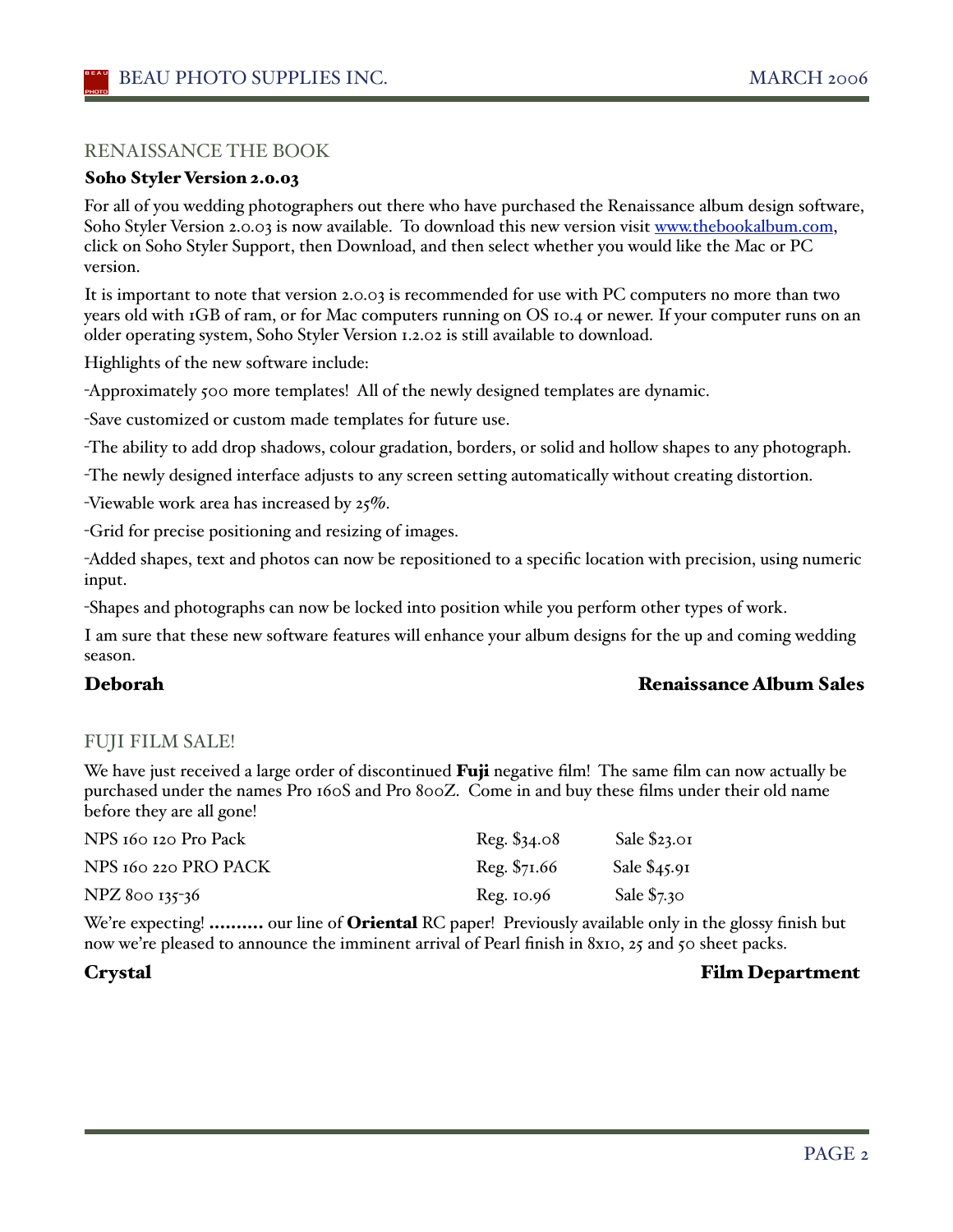## RENAISSANCE THE BOOK

**Soho Styler Version 2.0.03**

For all of you wedding photographers out there who have purchased the Renaissance album design software, Soho Styler Version 2.0.03 is now available. To download this new version visit [www.thebookalbum.com](http://www.thebookalbum.com), click on Soho Styler Support, then Download, and then select whether you would like the Mac or PC version.

It is important to note that version 2.0.03 is recommended for use with PC computers no more than two years old with 1GB of ram, or for Mac computers running on OS 10.4 or newer. If your computer runs on an older operating system, Soho Styler Version 1.2.02 is still available to download.

Highlights of the new software include:

-Approximately 500 more templates! All of the newly designed templates are dynamic.

-Save customized or custom made templates for future use.

-The ability to add drop shadows, colour gradation, borders, or solid and hollow shapes to any photograph.

-The newly designed interface adjusts to any screen setting automatically without creating distortion.

-Viewable work area has increased by 25%.

-Grid for precise positioning and resizing of images.

-Added shapes, text and photos can now be repositioned to a specific location with precision, using numeric input.

-Shapes and photographs can now be locked into position while you perform other types of work.

I am sure that these new software features will enhance your album designs for the up and coming wedding season.

**Deborah** — **Renaissance Album Sales**

## FUJI FILM SALE!

We have just received a large order of discontinued **Fuji** negative film! The same film can now actually be purchased under the names Pro 160S and Pro 800Z. Come in and buy these films under their old name before they are all gone!

| | | |
|---|---|---|
| NPS 160 120 Pro Pack | Reg. $34.08 | Sale $23.01 |
| NPS 160 220 PRO PACK | Reg. $71.66 | Sale $45.91 |
| NPZ 800 135-36 | Reg. 10.96 | Sale $7.30 |

We're expecting! **……….** our line of **Oriental** RC paper! Previously available only in the glossy finish but now we're pleased to announce the imminent arrival of Pearl finish in 8x10, 25 and 50 sheet packs.

**Crystal** — **Film Department**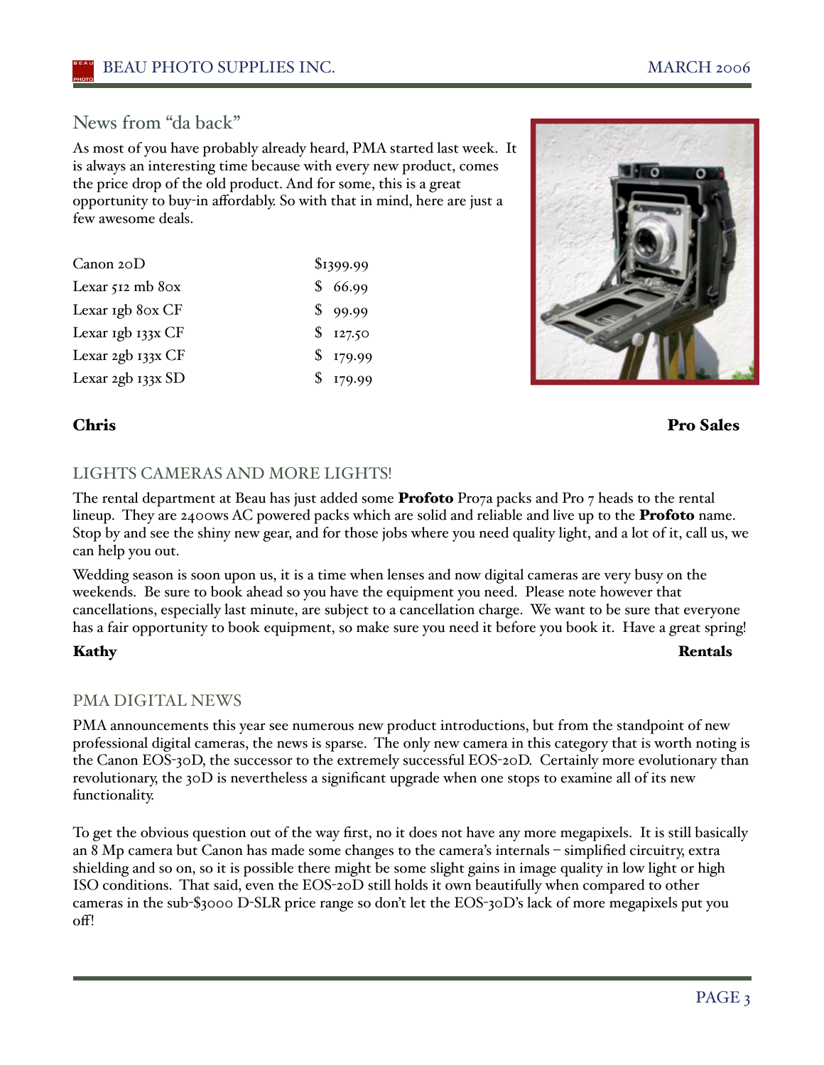## News from "da back"

As most of you have probably already heard, PMA started last week. It is always an interesting time because with every new product, comes the price drop of the old product. And for some, this is a great opportunity to buy-in affordably. So with that in mind, here are just a few awesome deals.

| Item | Price |
|---|---|
| Canon 20D | $1399.99 |
| Lexar 512 mb 80x | $ 66.99 |
| Lexar 1gb 80x CF | $ 99.99 |
| Lexar 1gb 133x CF | $ 127.50 |
| Lexar 2gb 133x CF | $ 179.99 |
| Lexar 2gb 133x SD | $ 179.99 |

**Chris** **Pro Sales**

## LIGHTS CAMERAS AND MORE LIGHTS!

The rental department at Beau has just added some **Profoto** Pro7a packs and Pro 7 heads to the rental lineup. They are 2400ws AC powered packs which are solid and reliable and live up to the **Profoto** name. Stop by and see the shiny new gear, and for those jobs where you need quality light, and a lot of it, call us, we can help you out.

Wedding season is soon upon us, it is a time when lenses and now digital cameras are very busy on the weekends. Be sure to book ahead so you have the equipment you need. Please note however that cancellations, especially last minute, are subject to a cancellation charge. We want to be sure that everyone has a fair opportunity to book equipment, so make sure you need it before you book it. Have a great spring!

**Kathy** **Rentals**

## PMA DIGITAL NEWS

PMA announcements this year see numerous new product introductions, but from the standpoint of new professional digital cameras, the news is sparse. The only new camera in this category that is worth noting is the Canon EOS-30D, the successor to the extremely successful EOS-20D. Certainly more evolutionary than revolutionary, the 30D is nevertheless a significant upgrade when one stops to examine all of its new functionality.

To get the obvious question out of the way first, no it does not have any more megapixels. It is still basically an 8 Mp camera but Canon has made some changes to the camera's internals – simplified circuitry, extra shielding and so on, so it is possible there might be some slight gains in image quality in low light or high ISO conditions. That said, even the EOS-20D still holds it own beautifully when compared to other cameras in the sub-$3000 D-SLR price range so don't let the EOS-30D's lack of more megapixels put you off!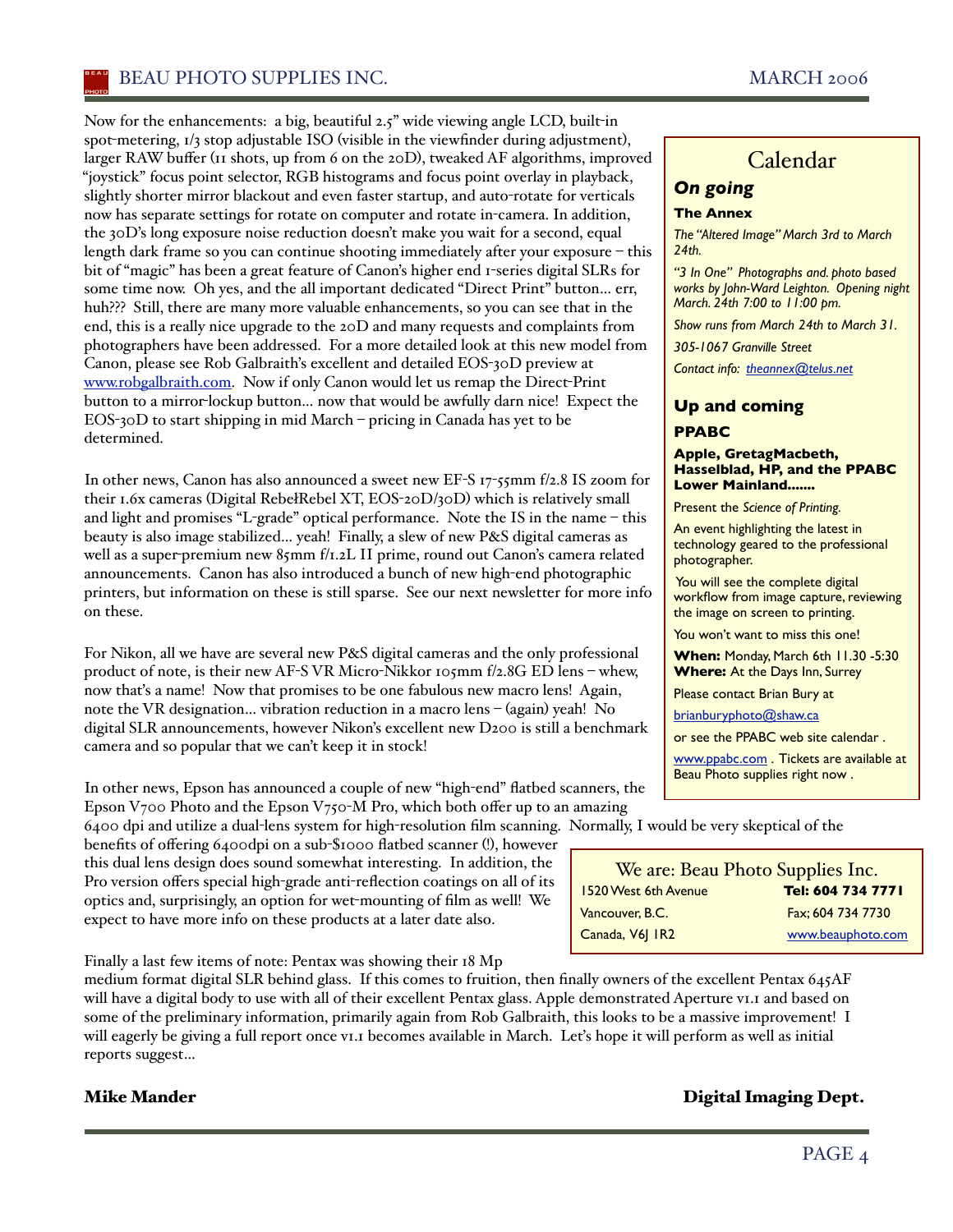Now for the enhancements: a big, beautiful 2.5" wide viewing angle LCD, built-in spot-metering, 1/3 stop adjustable ISO (visible in the viewfinder during adjustment), larger RAW buffer (11 shots, up from 6 on the 20D), tweaked AF algorithms, improved "joystick" focus point selector, RGB histograms and focus point overlay in playback, slightly shorter mirror blackout and even faster startup, and auto-rotate for verticals now has separate settings for rotate on computer and rotate in-camera. In addition, the 30D's long exposure noise reduction doesn't make you wait for a second, equal length dark frame so you can continue shooting immediately after your exposure – this bit of "magic" has been a great feature of Canon's higher end 1-series digital SLRs for some time now. Oh yes, and the all important dedicated "Direct Print" button… err, huh??? Still, there are many more valuable enhancements, so you can see that in the end, this is a really nice upgrade to the 20D and many requests and complaints from photographers have been addressed. For a more detailed look at this new model from Canon, please see Rob Galbraith's excellent and detailed EOS-30D preview at www.robgalbraith.com. Now if only Canon would let us remap the Direct-Print button to a mirror-lockup button… now that would be awfully darn nice! Expect the EOS-30D to start shipping in mid March – pricing in Canada has yet to be determined.

In other news, Canon has also announced a sweet new EF-S 17-55mm f/2.8 IS zoom for their 1.6x cameras (Digital Rebel/Rebel XT, EOS-20D/30D) which is relatively small and light and promises "L-grade" optical performance. Note the IS in the name – this beauty is also image stabilized… yeah! Finally, a slew of new P&S digital cameras as well as a super-premium new 85mm f/1.2L II prime, round out Canon's camera related announcements. Canon has also introduced a bunch of new high-end photographic printers, but information on these is still sparse. See our next newsletter for more info on these.

For Nikon, all we have are several new P&S digital cameras and the only professional product of note, is their new AF-S VR Micro-Nikkor 105mm f/2.8G ED lens – whew, now that's a name! Now that promises to be one fabulous new macro lens! Again, note the VR designation… vibration reduction in a macro lens – (again) yeah! No digital SLR announcements, however Nikon's excellent new D200 is still a benchmark camera and so popular that we can't keep it in stock!

In other news, Epson has announced a couple of new "high-end" flatbed scanners, the Epson V700 Photo and the Epson V750-M Pro, which both offer up to an amazing 6400 dpi and utilize a dual-lens system for high-resolution film scanning. Normally, I would be very skeptical of the benefits of offering 6400dpi on a sub-$1000 flatbed scanner (!), however this dual lens design does sound somewhat interesting. In addition, the Pro version offers special high-grade anti-reflection coatings on all of its optics and, surprisingly, an option for wet-mounting of film as well! We expect to have more info on these products at a later date also.

Finally a last few items of note: Pentax was showing their 18 Mp medium format digital SLR behind glass. If this comes to fruition, then finally owners of the excellent Pentax 645AF will have a digital body to use with all of their excellent Pentax glass. Apple demonstrated Aperture v1.1 and based on some of the preliminary information, primarily again from Rob Galbraith, this looks to be a massive improvement! I will eagerly be giving a full report once v1.1 becomes available in March. Let's hope it will perform as well as initial reports suggest…

**Mike Mander** **Digital Imaging Dept.**

# Calendar

## *On going*

**The Annex**

*The "Altered Image" March 3rd to March 24th.*

*"3 In One" Photographs and. photo based works by John-Ward Leighton. Opening night March. 24th 7:00 to 11:00 pm.*

*Show runs from March 24th to March 31.*

*305-1067 Granville Street*

*Contact info: theannex@telus.net*

## Up and coming

**PPABC**

**Apple, GretagMacbeth, Hasselblad, HP, and the PPABC Lower Mainland…….**

Present the *Science of Printing.*

An event highlighting the latest in technology geared to the professional photographer.

You will see the complete digital workflow from image capture, reviewing the image on screen to printing.

You won't want to miss this one!

**When:** Monday, March 6th 11.30 -5:30
**Where:** At the Days Inn, Surrey

Please contact Brian Bury at

brianburyphoto@shaw.ca

or see the PPABC web site calendar .

www.ppabc.com . Tickets are available at Beau Photo supplies right now .

We are: Beau Photo Supplies Inc.

1520 West 6th Avenue — **Tel: 604 734 7771**
Vancouver, B.C. — Fax; 604 734 7730
Canada, V6J 1R2 — www.beauphoto.com